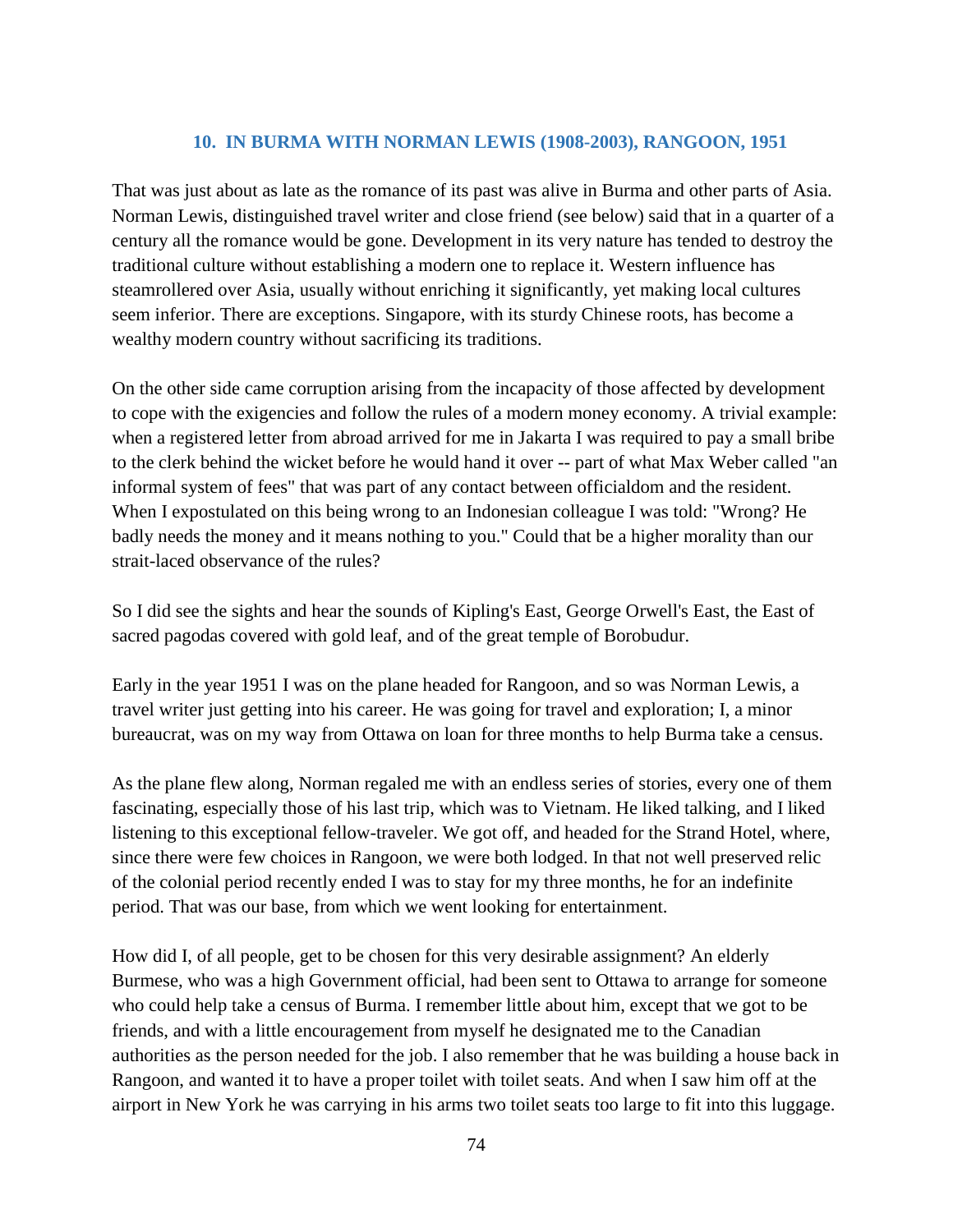## 10. IN BURMA WITH NORMAN LEWIS (1908-2003), RANGOON, 1951

That was just about as late as the romance of its past was alive in Burma and other parts of Asia. Norman Lewis, distinguished travel writer and close friend (see below) said that in a quarter of a century all the romance would be gone. Development in its very nature has tended to destroy the traditional culture without establishing a modern one to replace it. Western influence has steamrollered over Asia, usually without enriching it significantly, yet making local cultures seem inferior. There are exceptions. Singapore, with its sturdy Chinese roots, has become a wealthy modern country without sacrificing its traditions.

On the other side came corruption arising from the incapacity of those affected by development to cope with the exigencies and follow the rules of a modern money economy. A trivial example: when a registered letter from abroad arrived for me in Jakarta I was required to pay a small bribe to the clerk behind the wicket before he would hand it over -- part of what Max Weber called "an informal system of fees" that was part of any contact between officialdom and the resident. When I expostulated on this being wrong to an Indonesian colleague I was told: "Wrong? He badly needs the money and it means nothing to you." Could that be a higher morality than our strait-laced observance of the rules?

So I did see the sights and hear the sounds of Kipling's East, George Orwell's East, the East of sacred pagodas covered with gold leaf, and of the great temple of Borobudur.

Early in the year 1951 I was on the plane headed for Rangoon, and so was Norman Lewis, a travel writer just getting into his career. He was going for travel and exploration; I, a minor bureaucrat, was on my way from Ottawa on loan for three months to help Burma take a census.

As the plane flew along, Norman regaled me with an endless series of stories, every one of them fascinating, especially those of his last trip, which was to Vietnam. He liked talking, and I liked listening to this exceptional fellow-traveler. We got off, and headed for the Strand Hotel, where, since there were few choices in Rangoon, we were both lodged. In that not well preserved relic of the colonial period recently ended I was to stay for my three months, he for an indefinite period. That was our base, from which we went looking for entertainment.

How did I, of all people, get to be chosen for this very desirable assignment? An elderly Burmese, who was a high Government official, had been sent to Ottawa to arrange for someone who could help take a census of Burma. I remember little about him, except that we got to be friends, and with a little encouragement from myself he designated me to the Canadian authorities as the person needed for the job. I also remember that he was building a house back in Rangoon, and wanted it to have a proper toilet with toilet seats. And when I saw him off at the airport in New York he was carrying in his arms two toilet seats too large to fit into this luggage.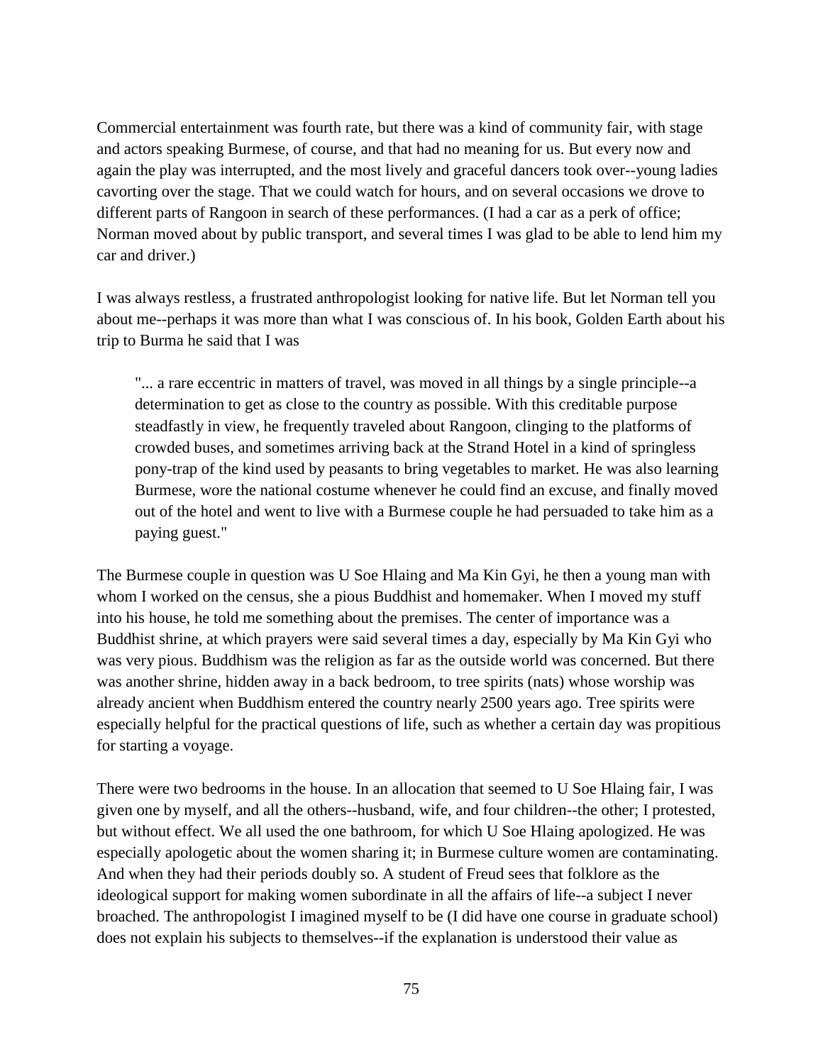Commercial entertainment was fourth rate, but there was a kind of community fair, with stage and actors speaking Burmese, of course, and that had no meaning for us. But every now and again the play was interrupted, and the most lively and graceful dancers took over--young ladies cavorting over the stage. That we could watch for hours, and on several occasions we drove to different parts of Rangoon in search of these performances. (I had a car as a perk of office; Norman moved about by public transport, and several times I was glad to be able to lend him my car and driver.)

I was always restless, a frustrated anthropologist looking for native life. But let Norman tell you about me--perhaps it was more than what I was conscious of. In his book, Golden Earth about his trip to Burma he said that I was

> "... a rare eccentric in matters of travel, was moved in all things by a single principle--a determination to get as close to the country as possible. With this creditable purpose steadfastly in view, he frequently traveled about Rangoon, clinging to the platforms of crowded buses, and sometimes arriving back at the Strand Hotel in a kind of springless pony-trap of the kind used by peasants to bring vegetables to market. He was also learning Burmese, wore the national costume whenever he could find an excuse, and finally moved out of the hotel and went to live with a Burmese couple he had persuaded to take him as a paying guest."

The Burmese couple in question was U Soe Hlaing and Ma Kin Gyi, he then a young man with whom I worked on the census, she a pious Buddhist and homemaker. When I moved my stuff into his house, he told me something about the premises. The center of importance was a Buddhist shrine, at which prayers were said several times a day, especially by Ma Kin Gyi who was very pious. Buddhism was the religion as far as the outside world was concerned. But there was another shrine, hidden away in a back bedroom, to tree spirits (nats) whose worship was already ancient when Buddhism entered the country nearly 2500 years ago. Tree spirits were especially helpful for the practical questions of life, such as whether a certain day was propitious for starting a voyage.

There were two bedrooms in the house. In an allocation that seemed to U Soe Hlaing fair, I was given one by myself, and all the others--husband, wife, and four children--the other; I protested, but without effect. We all used the one bathroom, for which U Soe Hlaing apologized. He was especially apologetic about the women sharing it; in Burmese culture women are contaminating. And when they had their periods doubly so. A student of Freud sees that folklore as the ideological support for making women subordinate in all the affairs of life--a subject I never broached. The anthropologist I imagined myself to be (I did have one course in graduate school) does not explain his subjects to themselves--if the explanation is understood their value as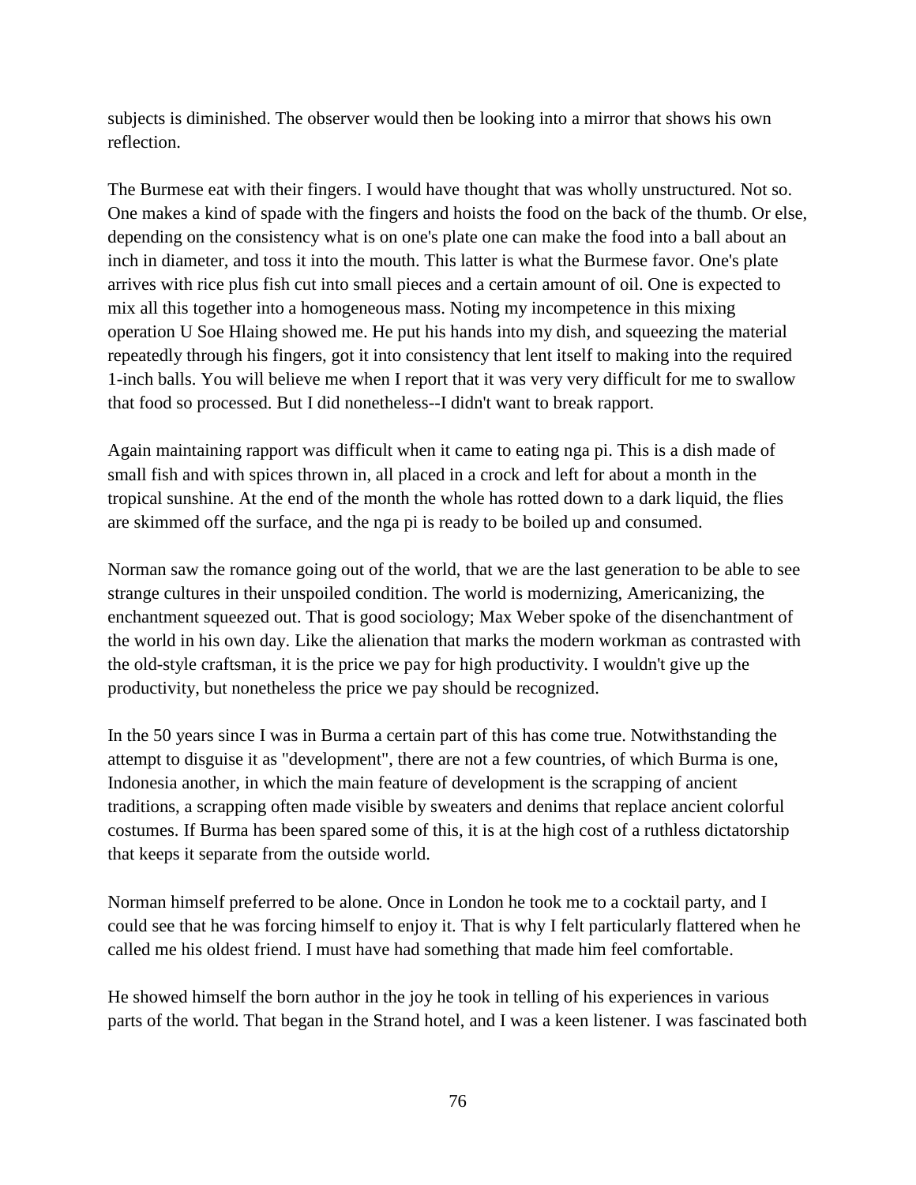subjects is diminished. The observer would then be looking into a mirror that shows his own reflection.

The Burmese eat with their fingers. I would have thought that was wholly unstructured. Not so. One makes a kind of spade with the fingers and hoists the food on the back of the thumb. Or else, depending on the consistency what is on one's plate one can make the food into a ball about an inch in diameter, and toss it into the mouth. This latter is what the Burmese favor. One's plate arrives with rice plus fish cut into small pieces and a certain amount of oil. One is expected to mix all this together into a homogeneous mass. Noting my incompetence in this mixing operation U Soe Hlaing showed me. He put his hands into my dish, and squeezing the material repeatedly through his fingers, got it into consistency that lent itself to making into the required 1-inch balls. You will believe me when I report that it was very very difficult for me to swallow that food so processed. But I did nonetheless--I didn't want to break rapport.

Again maintaining rapport was difficult when it came to eating nga pi. This is a dish made of small fish and with spices thrown in, all placed in a crock and left for about a month in the tropical sunshine. At the end of the month the whole has rotted down to a dark liquid, the flies are skimmed off the surface, and the nga pi is ready to be boiled up and consumed.

Norman saw the romance going out of the world, that we are the last generation to be able to see strange cultures in their unspoiled condition. The world is modernizing, Americanizing, the enchantment squeezed out. That is good sociology; Max Weber spoke of the disenchantment of the world in his own day. Like the alienation that marks the modern workman as contrasted with the old-style craftsman, it is the price we pay for high productivity. I wouldn't give up the productivity, but nonetheless the price we pay should be recognized.

In the 50 years since I was in Burma a certain part of this has come true. Notwithstanding the attempt to disguise it as "development", there are not a few countries, of which Burma is one, Indonesia another, in which the main feature of development is the scrapping of ancient traditions, a scrapping often made visible by sweaters and denims that replace ancient colorful costumes. If Burma has been spared some of this, it is at the high cost of a ruthless dictatorship that keeps it separate from the outside world.

Norman himself preferred to be alone. Once in London he took me to a cocktail party, and I could see that he was forcing himself to enjoy it. That is why I felt particularly flattered when he called me his oldest friend. I must have had something that made him feel comfortable.

He showed himself the born author in the joy he took in telling of his experiences in various parts of the world. That began in the Strand hotel, and I was a keen listener. I was fascinated both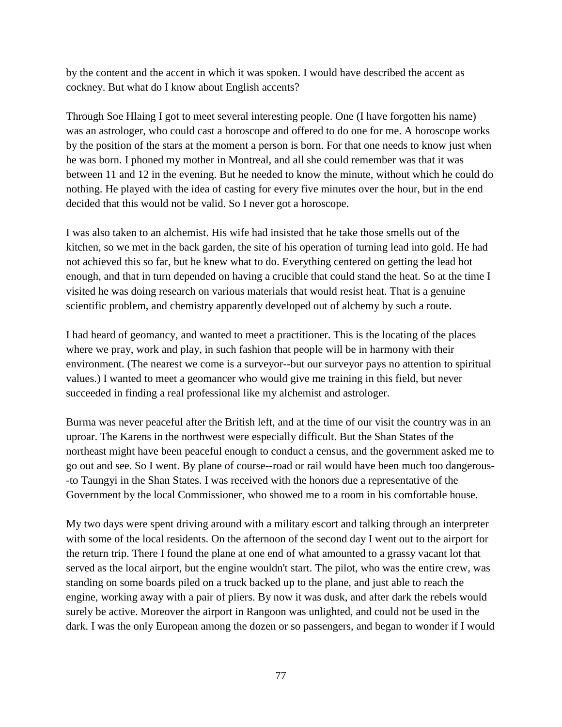by the content and the accent in which it was spoken. I would have described the accent as cockney. But what do I know about English accents?

Through Soe Hlaing I got to meet several interesting people. One (I have forgotten his name) was an astrologer, who could cast a horoscope and offered to do one for me. A horoscope works by the position of the stars at the moment a person is born. For that one needs to know just when he was born. I phoned my mother in Montreal, and all she could remember was that it was between 11 and 12 in the evening. But he needed to know the minute, without which he could do nothing. He played with the idea of casting for every five minutes over the hour, but in the end decided that this would not be valid. So I never got a horoscope.

I was also taken to an alchemist. His wife had insisted that he take those smells out of the kitchen, so we met in the back garden, the site of his operation of turning lead into gold. He had not achieved this so far, but he knew what to do. Everything centered on getting the lead hot enough, and that in turn depended on having a crucible that could stand the heat. So at the time I visited he was doing research on various materials that would resist heat. That is a genuine scientific problem, and chemistry apparently developed out of alchemy by such a route.

I had heard of geomancy, and wanted to meet a practitioner. This is the locating of the places where we pray, work and play, in such fashion that people will be in harmony with their environment. (The nearest we come is a surveyor--but our surveyor pays no attention to spiritual values.) I wanted to meet a geomancer who would give me training in this field, but never succeeded in finding a real professional like my alchemist and astrologer.

Burma was never peaceful after the British left, and at the time of our visit the country was in an uproar. The Karens in the northwest were especially difficult. But the Shan States of the northeast might have been peaceful enough to conduct a census, and the government asked me to go out and see. So I went. By plane of course--road or rail would have been much too dangerous--to Taungyi in the Shan States. I was received with the honors due a representative of the Government by the local Commissioner, who showed me to a room in his comfortable house.

My two days were spent driving around with a military escort and talking through an interpreter with some of the local residents. On the afternoon of the second day I went out to the airport for the return trip. There I found the plane at one end of what amounted to a grassy vacant lot that served as the local airport, but the engine wouldn't start. The pilot, who was the entire crew, was standing on some boards piled on a truck backed up to the plane, and just able to reach the engine, working away with a pair of pliers. By now it was dusk, and after dark the rebels would surely be active. Moreover the airport in Rangoon was unlighted, and could not be used in the dark. I was the only European among the dozen or so passengers, and began to wonder if I would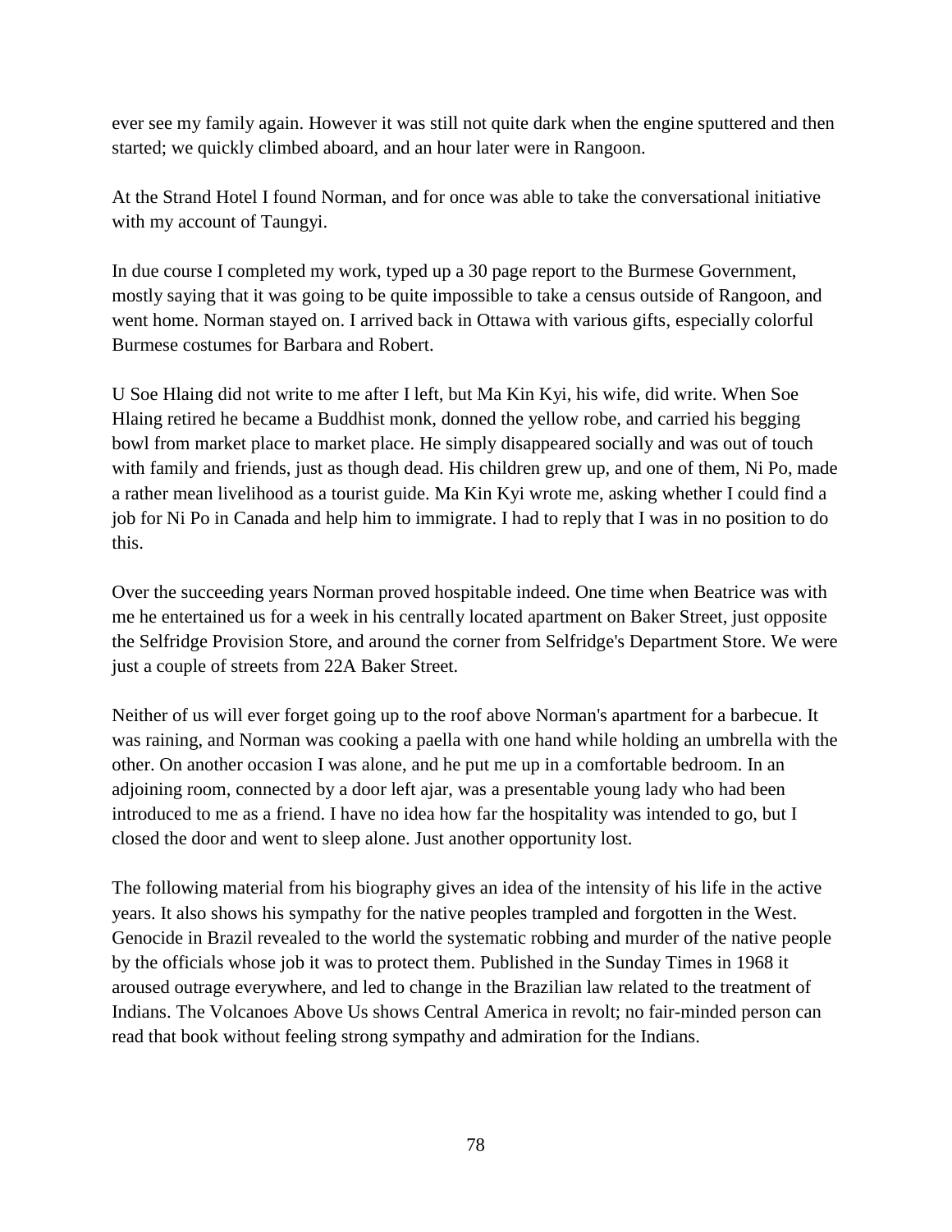ever see my family again. However it was still not quite dark when the engine sputtered and then started; we quickly climbed aboard, and an hour later were in Rangoon.

At the Strand Hotel I found Norman, and for once was able to take the conversational initiative with my account of Taungyi.

In due course I completed my work, typed up a 30 page report to the Burmese Government, mostly saying that it was going to be quite impossible to take a census outside of Rangoon, and went home. Norman stayed on. I arrived back in Ottawa with various gifts, especially colorful Burmese costumes for Barbara and Robert.

U Soe Hlaing did not write to me after I left, but Ma Kin Kyi, his wife, did write. When Soe Hlaing retired he became a Buddhist monk, donned the yellow robe, and carried his begging bowl from market place to market place. He simply disappeared socially and was out of touch with family and friends, just as though dead. His children grew up, and one of them, Ni Po, made a rather mean livelihood as a tourist guide. Ma Kin Kyi wrote me, asking whether I could find a job for Ni Po in Canada and help him to immigrate. I had to reply that I was in no position to do this.

Over the succeeding years Norman proved hospitable indeed. One time when Beatrice was with me he entertained us for a week in his centrally located apartment on Baker Street, just opposite the Selfridge Provision Store, and around the corner from Selfridge's Department Store. We were just a couple of streets from 22A Baker Street.

Neither of us will ever forget going up to the roof above Norman's apartment for a barbecue. It was raining, and Norman was cooking a paella with one hand while holding an umbrella with the other. On another occasion I was alone, and he put me up in a comfortable bedroom. In an adjoining room, connected by a door left ajar, was a presentable young lady who had been introduced to me as a friend. I have no idea how far the hospitality was intended to go, but I closed the door and went to sleep alone. Just another opportunity lost.

The following material from his biography gives an idea of the intensity of his life in the active years. It also shows his sympathy for the native peoples trampled and forgotten in the West. Genocide in Brazil revealed to the world the systematic robbing and murder of the native people by the officials whose job it was to protect them. Published in the Sunday Times in 1968 it aroused outrage everywhere, and led to change in the Brazilian law related to the treatment of Indians. The Volcanoes Above Us shows Central America in revolt; no fair-minded person can read that book without feeling strong sympathy and admiration for the Indians.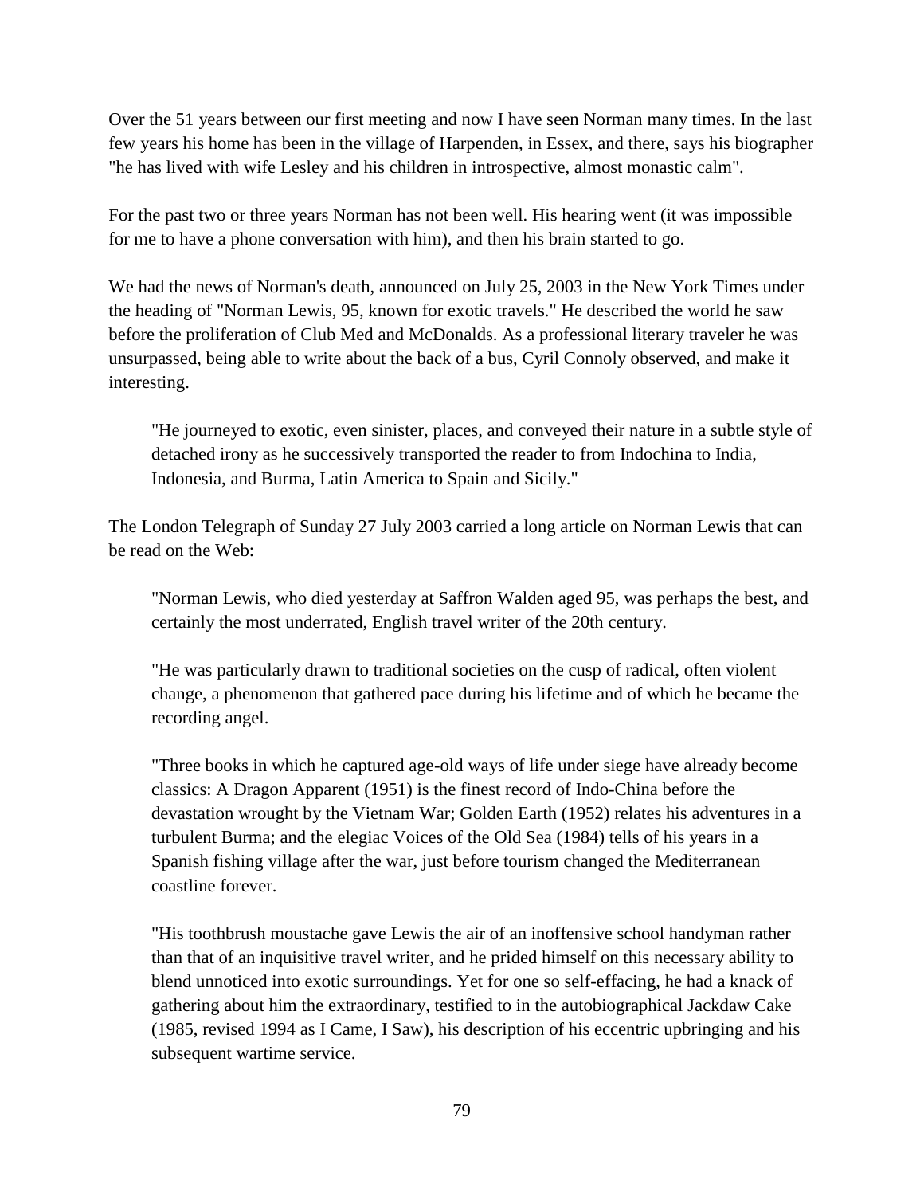Over the 51 years between our first meeting and now I have seen Norman many times. In the last few years his home has been in the village of Harpenden, in Essex, and there, says his biographer "he has lived with wife Lesley and his children in introspective, almost monastic calm".

For the past two or three years Norman has not been well. His hearing went (it was impossible for me to have a phone conversation with him), and then his brain started to go.

We had the news of Norman's death, announced on July 25, 2003 in the New York Times under the heading of "Norman Lewis, 95, known for exotic travels." He described the world he saw before the proliferation of Club Med and McDonalds. As a professional literary traveler he was unsurpassed, being able to write about the back of a bus, Cyril Connoly observed, and make it interesting.

> "He journeyed to exotic, even sinister, places, and conveyed their nature in a subtle style of detached irony as he successively transported the reader to from Indochina to India, Indonesia, and Burma, Latin America to Spain and Sicily."

The London Telegraph of Sunday 27 July 2003 carried a long article on Norman Lewis that can be read on the Web:

> "Norman Lewis, who died yesterday at Saffron Walden aged 95, was perhaps the best, and certainly the most underrated, English travel writer of the 20th century.
>
> "He was particularly drawn to traditional societies on the cusp of radical, often violent change, a phenomenon that gathered pace during his lifetime and of which he became the recording angel.
>
> "Three books in which he captured age-old ways of life under siege have already become classics: A Dragon Apparent (1951) is the finest record of Indo-China before the devastation wrought by the Vietnam War; Golden Earth (1952) relates his adventures in a turbulent Burma; and the elegiac Voices of the Old Sea (1984) tells of his years in a Spanish fishing village after the war, just before tourism changed the Mediterranean coastline forever.
>
> "His toothbrush moustache gave Lewis the air of an inoffensive school handyman rather than that of an inquisitive travel writer, and he prided himself on this necessary ability to blend unnoticed into exotic surroundings. Yet for one so self-effacing, he had a knack of gathering about him the extraordinary, testified to in the autobiographical Jackdaw Cake (1985, revised 1994 as I Came, I Saw), his description of his eccentric upbringing and his subsequent wartime service.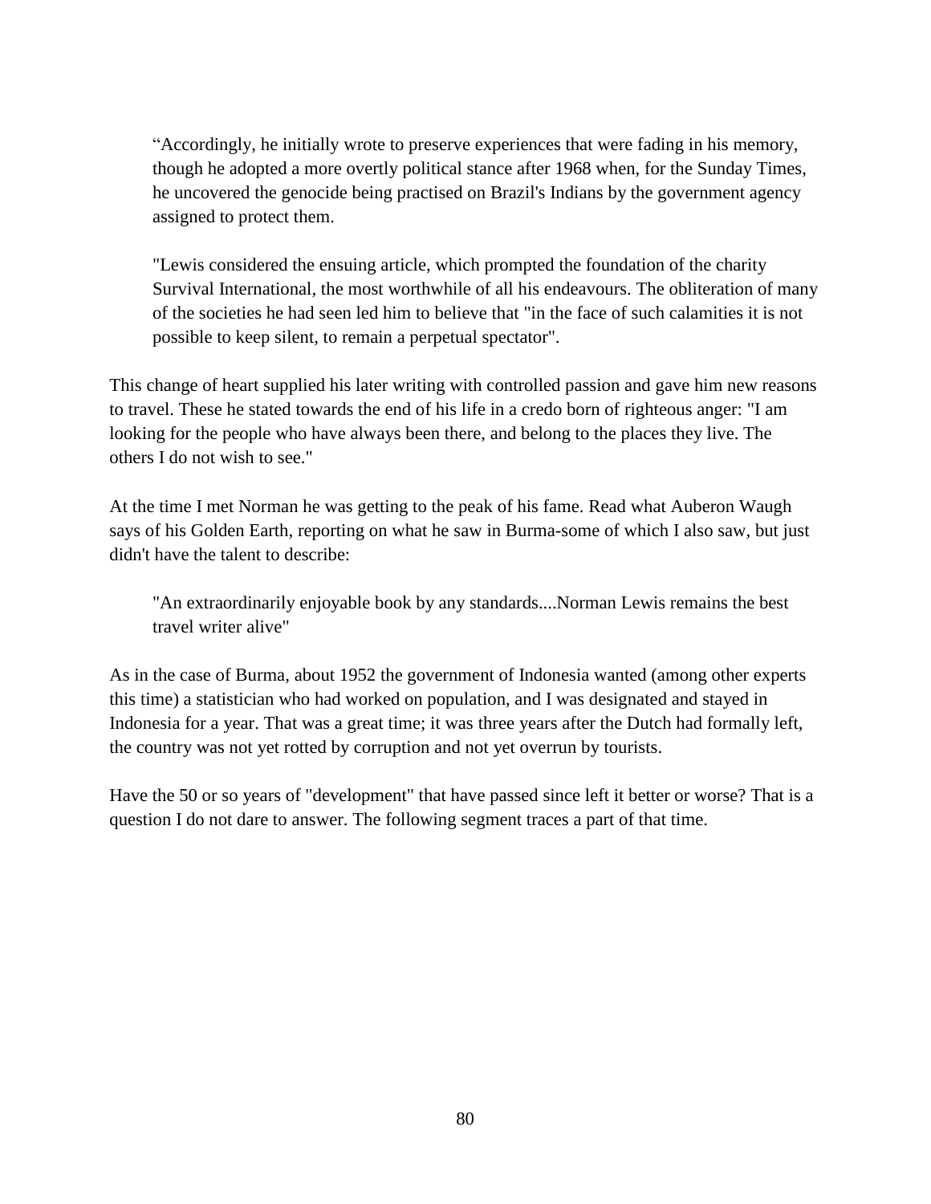> “Accordingly, he initially wrote to preserve experiences that were fading in his memory, though he adopted a more overtly political stance after 1968 when, for the Sunday Times, he uncovered the genocide being practised on Brazil's Indians by the government agency assigned to protect them.
>
> "Lewis considered the ensuing article, which prompted the foundation of the charity Survival International, the most worthwhile of all his endeavours. The obliteration of many of the societies he had seen led him to believe that "in the face of such calamities it is not possible to keep silent, to remain a perpetual spectator".

This change of heart supplied his later writing with controlled passion and gave him new reasons to travel. These he stated towards the end of his life in a credo born of righteous anger: "I am looking for the people who have always been there, and belong to the places they live. The others I do not wish to see."

At the time I met Norman he was getting to the peak of his fame. Read what Auberon Waugh says of his Golden Earth, reporting on what he saw in Burma-some of which I also saw, but just didn't have the talent to describe:

> "An extraordinarily enjoyable book by any standards....Norman Lewis remains the best travel writer alive"

As in the case of Burma, about 1952 the government of Indonesia wanted (among other experts this time) a statistician who had worked on population, and I was designated and stayed in Indonesia for a year. That was a great time; it was three years after the Dutch had formally left, the country was not yet rotted by corruption and not yet overrun by tourists.

Have the 50 or so years of "development" that have passed since left it better or worse? That is a question I do not dare to answer. The following segment traces a part of that time.